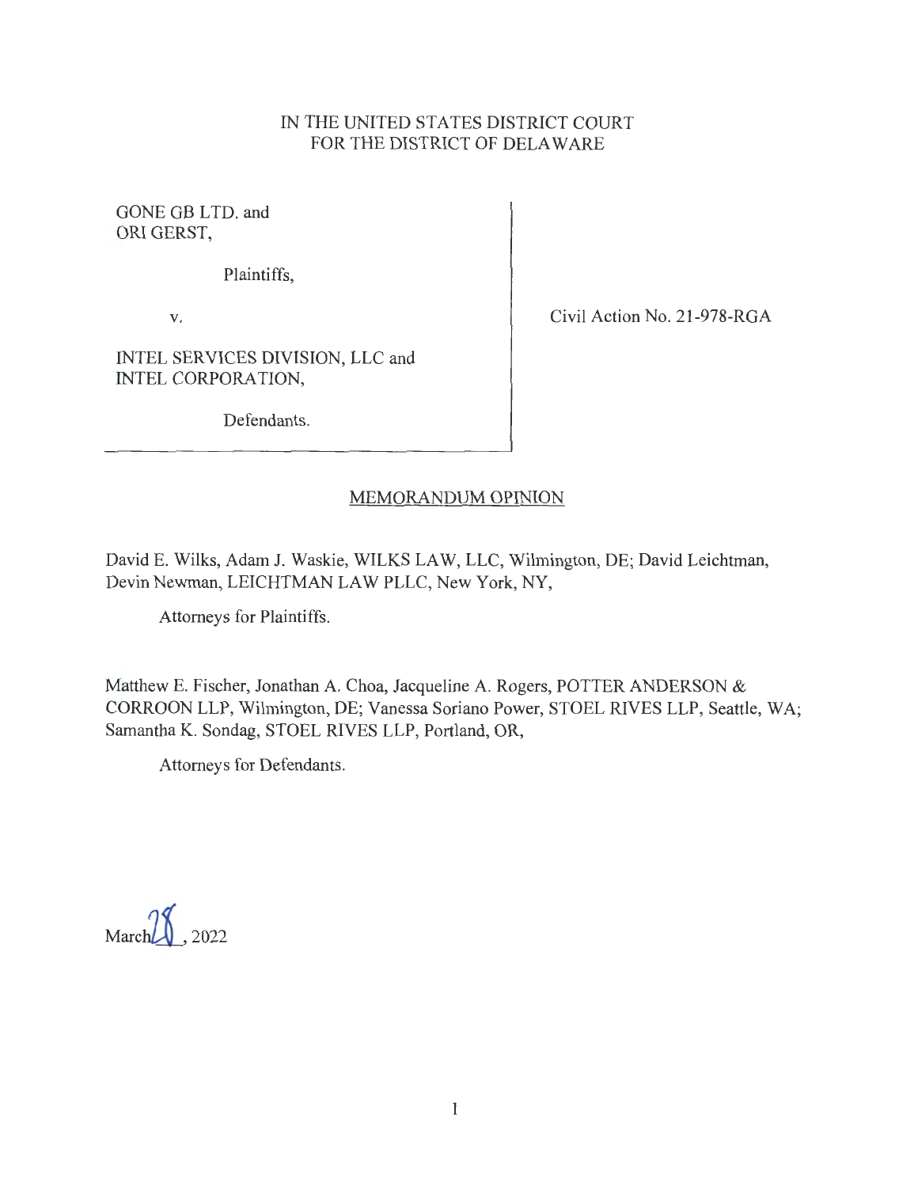IN THE UNITED STATES DISTRICT COURT
FOR THE DISTRICT OF DELAWARE

GONE GB LTD. and
ORI GERST,

Plaintiffs,

v.

INTEL SERVICES DIVISION, LLC and
INTEL CORPORATION,

Defendants.

Civil Action No. 21-978-RGA

## MEMORANDUM OPINION

David E. Wilks, Adam J. Waskie, WILKS LAW, LLC, Wilmington, DE; David Leichtman, Devin Newman, LEICHTMAN LAW PLLC, New York, NY,

Attorneys for Plaintiffs.

Matthew E. Fischer, Jonathan A. Choa, Jacqueline A. Rogers, POTTER ANDERSON & CORROON LLP, Wilmington, DE; Vanessa Soriano Power, STOEL RIVES LLP, Seattle, WA; Samantha K. Sondag, STOEL RIVES LLP, Portland, OR,

Attorneys for Defendants.

March 28, 2022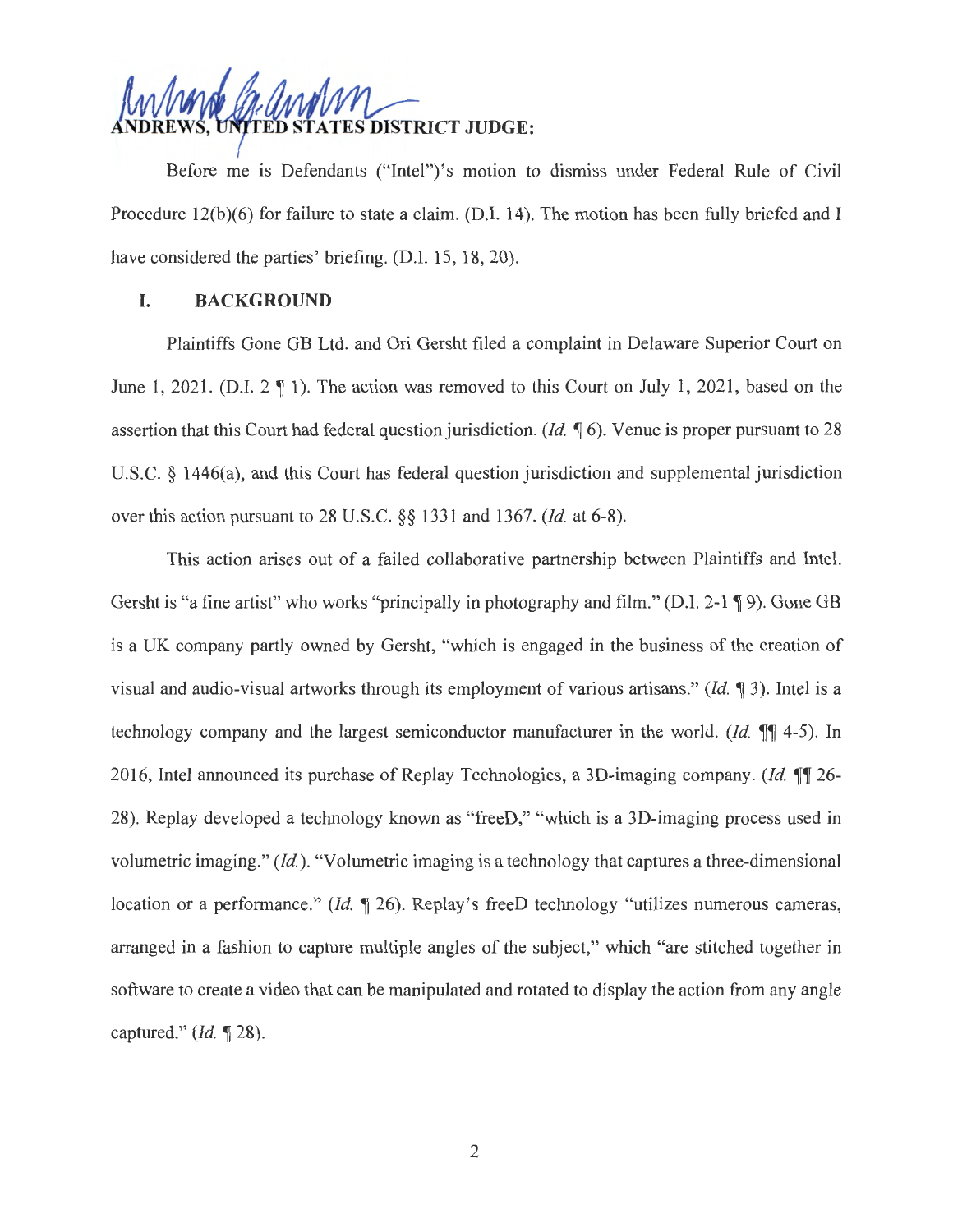**ANDREWS, UNITED STATES DISTRICT JUDGE:**

Before me is Defendants ("Intel")'s motion to dismiss under Federal Rule of Civil Procedure 12(b)(6) for failure to state a claim. (D.I. 14). The motion has been fully briefed and I have considered the parties' briefing. (D.I. 15, 18, 20).

## I. BACKGROUND

Plaintiffs Gone GB Ltd. and Ori Gersht filed a complaint in Delaware Superior Court on June 1, 2021. (D.I. 2 ¶ 1). The action was removed to this Court on July 1, 2021, based on the assertion that this Court had federal question jurisdiction. (*Id.* ¶ 6). Venue is proper pursuant to 28 U.S.C. § 1446(a), and this Court has federal question jurisdiction and supplemental jurisdiction over this action pursuant to 28 U.S.C. §§ 1331 and 1367. (*Id.* at 6-8).

This action arises out of a failed collaborative partnership between Plaintiffs and Intel. Gersht is "a fine artist" who works "principally in photography and film." (D.I. 2-1 ¶ 9). Gone GB is a UK company partly owned by Gersht, "which is engaged in the business of the creation of visual and audio-visual artworks through its employment of various artisans." (*Id.* ¶ 3). Intel is a technology company and the largest semiconductor manufacturer in the world. (*Id.* ¶¶ 4-5). In 2016, Intel announced its purchase of Replay Technologies, a 3D-imaging company. (*Id.* ¶¶ 26-28). Replay developed a technology known as "freeD," "which is a 3D-imaging process used in volumetric imaging." (*Id.*). "Volumetric imaging is a technology that captures a three-dimensional location or a performance." (*Id.* ¶ 26). Replay's freeD technology "utilizes numerous cameras, arranged in a fashion to capture multiple angles of the subject," which "are stitched together in software to create a video that can be manipulated and rotated to display the action from any angle captured." (*Id.* ¶ 28).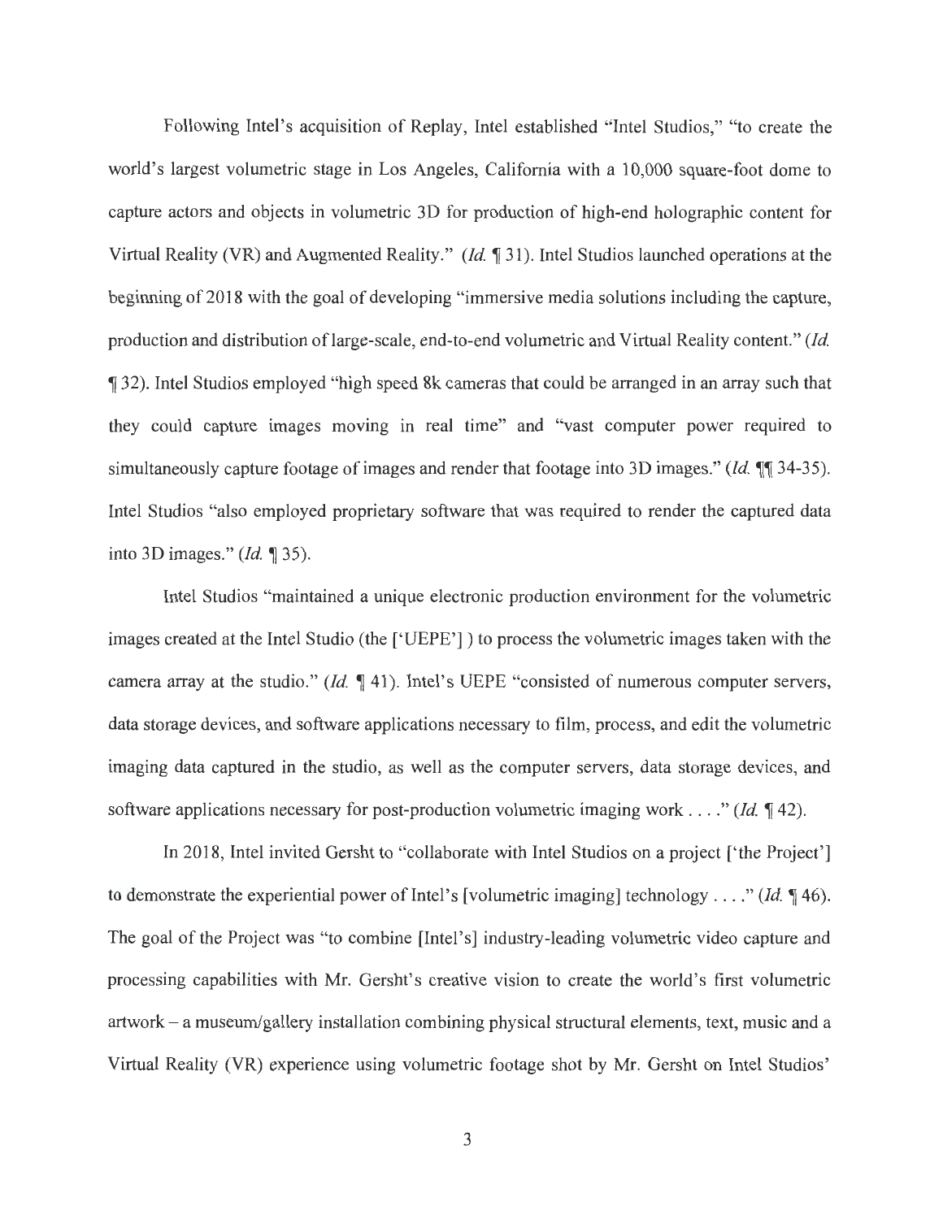Following Intel's acquisition of Replay, Intel established "Intel Studios," "to create the world's largest volumetric stage in Los Angeles, California with a 10,000 square-foot dome to capture actors and objects in volumetric 3D for production of high-end holographic content for Virtual Reality (VR) and Augmented Reality." (*Id.* ¶ 31). Intel Studios launched operations at the beginning of 2018 with the goal of developing "immersive media solutions including the capture, production and distribution of large-scale, end-to-end volumetric and Virtual Reality content." (*Id.* ¶ 32). Intel Studios employed "high speed 8k cameras that could be arranged in an array such that they could capture images moving in real time" and "vast computer power required to simultaneously capture footage of images and render that footage into 3D images." (*Id.* ¶¶ 34-35). Intel Studios "also employed proprietary software that was required to render the captured data into 3D images." (*Id.* ¶ 35).

Intel Studios "maintained a unique electronic production environment for the volumetric images created at the Intel Studio (the ['UEPE'] ) to process the volumetric images taken with the camera array at the studio." (*Id.* ¶ 41). Intel's UEPE "consisted of numerous computer servers, data storage devices, and software applications necessary to film, process, and edit the volumetric imaging data captured in the studio, as well as the computer servers, data storage devices, and software applications necessary for post-production volumetric imaging work . . . ." (*Id.* ¶ 42).

In 2018, Intel invited Gersht to "collaborate with Intel Studios on a project ['the Project'] to demonstrate the experiential power of Intel's [volumetric imaging] technology . . . ." (*Id.* ¶ 46). The goal of the Project was "to combine [Intel's] industry-leading volumetric video capture and processing capabilities with Mr. Gersht's creative vision to create the world's first volumetric artwork – a museum/gallery installation combining physical structural elements, text, music and a Virtual Reality (VR) experience using volumetric footage shot by Mr. Gersht on Intel Studios'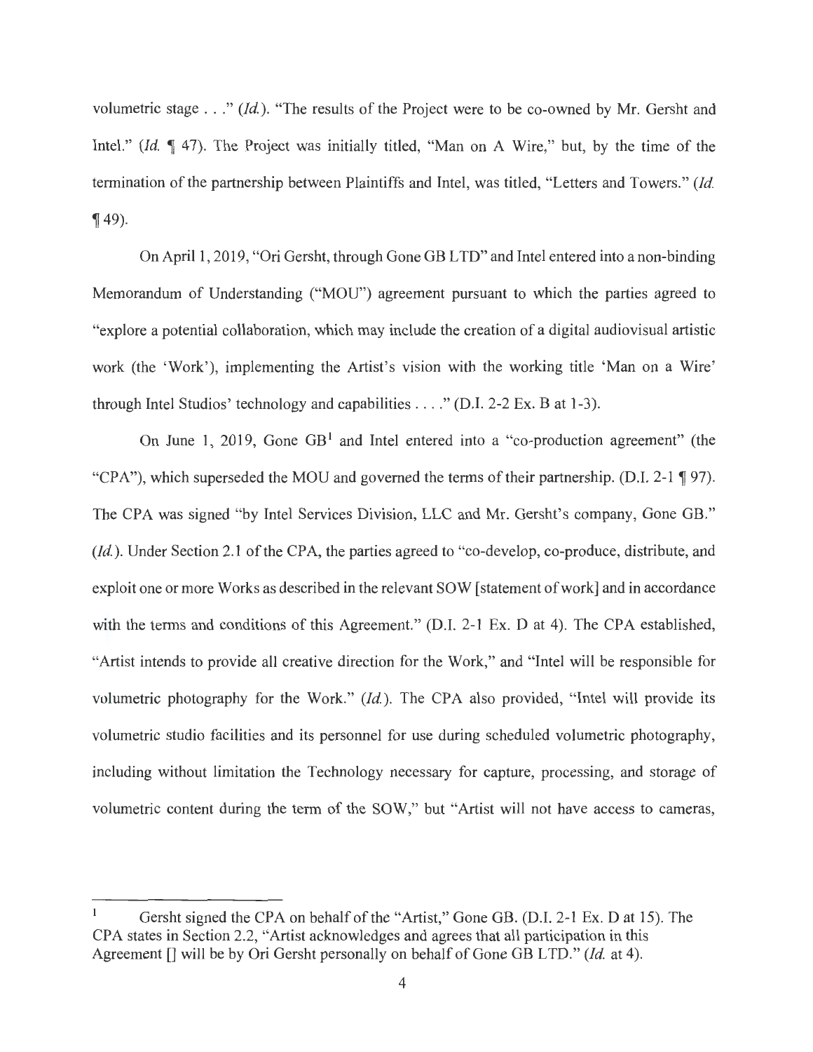volumetric stage . . ." (*Id.*). "The results of the Project were to be co-owned by Mr. Gersht and Intel." (*Id.* ¶ 47). The Project was initially titled, "Man on A Wire," but, by the time of the termination of the partnership between Plaintiffs and Intel, was titled, "Letters and Towers." (*Id.* ¶ 49).

On April 1, 2019, "Ori Gersht, through Gone GB LTD" and Intel entered into a non-binding Memorandum of Understanding ("MOU") agreement pursuant to which the parties agreed to "explore a potential collaboration, which may include the creation of a digital audiovisual artistic work (the 'Work'), implementing the Artist's vision with the working title 'Man on a Wire' through Intel Studios' technology and capabilities . . . ." (D.I. 2-2 Ex. B at 1-3).

On June 1, 2019, Gone GB[1] and Intel entered into a "co-production agreement" (the "CPA"), which superseded the MOU and governed the terms of their partnership. (D.I. 2-1 ¶ 97). The CPA was signed "by Intel Services Division, LLC and Mr. Gersht's company, Gone GB." (*Id.*). Under Section 2.1 of the CPA, the parties agreed to "co-develop, co-produce, distribute, and exploit one or more Works as described in the relevant SOW [statement of work] and in accordance with the terms and conditions of this Agreement." (D.I. 2-1 Ex. D at 4). The CPA established, "Artist intends to provide all creative direction for the Work," and "Intel will be responsible for volumetric photography for the Work." (*Id.*). The CPA also provided, "Intel will provide its volumetric studio facilities and its personnel for use during scheduled volumetric photography, including without limitation the Technology necessary for capture, processing, and storage of volumetric content during the term of the SOW," but "Artist will not have access to cameras,

---

[1] Gersht signed the CPA on behalf of the "Artist," Gone GB. (D.I. 2-1 Ex. D at 15). The CPA states in Section 2.2, "Artist acknowledges and agrees that all participation in this Agreement [] will be by Ori Gersht personally on behalf of Gone GB LTD." (*Id.* at 4).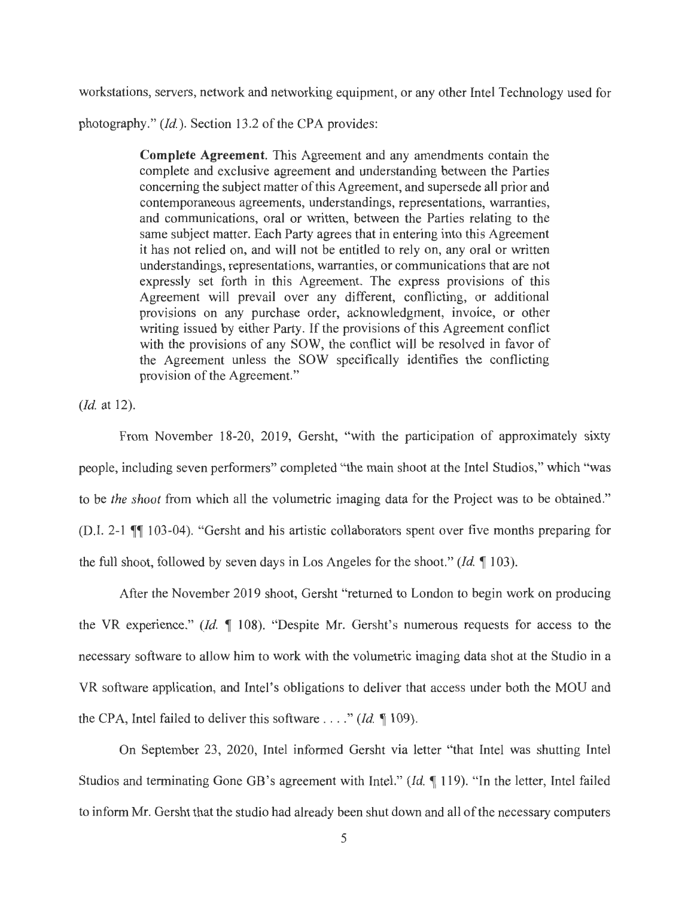workstations, servers, network and networking equipment, or any other Intel Technology used for photography." (*Id.*). Section 13.2 of the CPA provides:

> **Complete Agreement**. This Agreement and any amendments contain the complete and exclusive agreement and understanding between the Parties concerning the subject matter of this Agreement, and supersede all prior and contemporaneous agreements, understandings, representations, warranties, and communications, oral or written, between the Parties relating to the same subject matter. Each Party agrees that in entering into this Agreement it has not relied on, and will not be entitled to rely on, any oral or written understandings, representations, warranties, or communications that are not expressly set forth in this Agreement. The express provisions of this Agreement will prevail over any different, conflicting, or additional provisions on any purchase order, acknowledgment, invoice, or other writing issued by either Party. If the provisions of this Agreement conflict with the provisions of any SOW, the conflict will be resolved in favor of the Agreement unless the SOW specifically identifies the conflicting provision of the Agreement."

(*Id.* at 12).

From November 18-20, 2019, Gersht, "with the participation of approximately sixty people, including seven performers" completed "the main shoot at the Intel Studios," which "was to be *the shoot* from which all the volumetric imaging data for the Project was to be obtained." (D.I. 2-1 ¶¶ 103-04). "Gersht and his artistic collaborators spent over five months preparing for the full shoot, followed by seven days in Los Angeles for the shoot." (*Id.* ¶ 103).

After the November 2019 shoot, Gersht "returned to London to begin work on producing the VR experience." (*Id.* ¶ 108). "Despite Mr. Gersht's numerous requests for access to the necessary software to allow him to work with the volumetric imaging data shot at the Studio in a VR software application, and Intel's obligations to deliver that access under both the MOU and the CPA, Intel failed to deliver this software . . . ." (*Id.* ¶ 109).

On September 23, 2020, Intel informed Gersht via letter "that Intel was shutting Intel Studios and terminating Gone GB's agreement with Intel." (*Id.* ¶ 119). "In the letter, Intel failed to inform Mr. Gersht that the studio had already been shut down and all of the necessary computers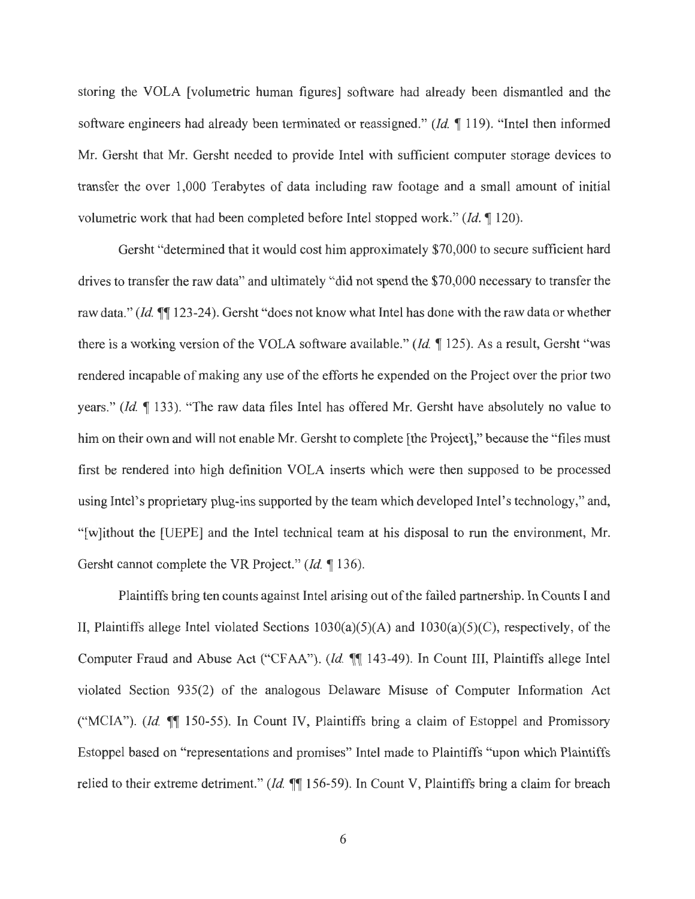storing the VOLA [volumetric human figures] software had already been dismantled and the software engineers had already been terminated or reassigned." (*Id.* ¶ 119). "Intel then informed Mr. Gersht that Mr. Gersht needed to provide Intel with sufficient computer storage devices to transfer the over 1,000 Terabytes of data including raw footage and a small amount of initial volumetric work that had been completed before Intel stopped work." (*Id.* ¶ 120).

Gersht "determined that it would cost him approximately $70,000 to secure sufficient hard drives to transfer the raw data" and ultimately "did not spend the $70,000 necessary to transfer the raw data." (*Id.* ¶¶ 123-24). Gersht "does not know what Intel has done with the raw data or whether there is a working version of the VOLA software available." (*Id.* ¶ 125). As a result, Gersht "was rendered incapable of making any use of the efforts he expended on the Project over the prior two years." (*Id.* ¶ 133). "The raw data files Intel has offered Mr. Gersht have absolutely no value to him on their own and will not enable Mr. Gersht to complete [the Project]," because the "files must first be rendered into high definition VOLA inserts which were then supposed to be processed using Intel's proprietary plug-ins supported by the team which developed Intel's technology," and, "[w]ithout the [UEPE] and the Intel technical team at his disposal to run the environment, Mr. Gersht cannot complete the VR Project." (*Id.* ¶ 136).

Plaintiffs bring ten counts against Intel arising out of the failed partnership. In Counts I and II, Plaintiffs allege Intel violated Sections 1030(a)(5)(A) and 1030(a)(5)(C), respectively, of the Computer Fraud and Abuse Act ("CFAA"). (*Id.* ¶¶ 143-49). In Count III, Plaintiffs allege Intel violated Section 935(2) of the analogous Delaware Misuse of Computer Information Act ("MCIA"). (*Id.* ¶¶ 150-55). In Count IV, Plaintiffs bring a claim of Estoppel and Promissory Estoppel based on "representations and promises" Intel made to Plaintiffs "upon which Plaintiffs relied to their extreme detriment." (*Id.* ¶¶ 156-59). In Count V, Plaintiffs bring a claim for breach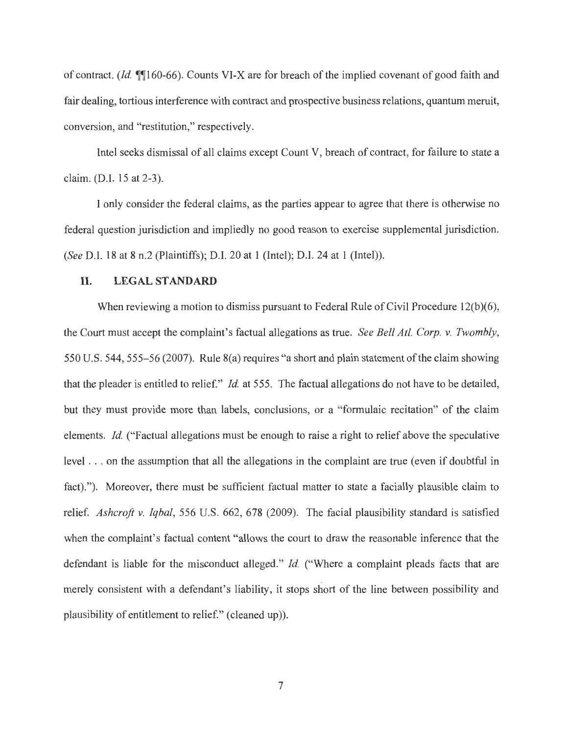of contract. (*Id.* ¶¶160-66). Counts VI-X are for breach of the implied covenant of good faith and fair dealing, tortious interference with contract and prospective business relations, quantum meruit, conversion, and "restitution," respectively.

Intel seeks dismissal of all claims except Count V, breach of contract, for failure to state a claim. (D.I. 15 at 2-3).

I only consider the federal claims, as the parties appear to agree that there is otherwise no federal question jurisdiction and impliedly no good reason to exercise supplemental jurisdiction. (*See* D.I. 18 at 8 n.2 (Plaintiffs); D.I. 20 at 1 (Intel); D.I. 24 at 1 (Intel)).

## II. LEGAL STANDARD

When reviewing a motion to dismiss pursuant to Federal Rule of Civil Procedure 12(b)(6), the Court must accept the complaint's factual allegations as true. *See Bell Atl. Corp. v. Twombly*, 550 U.S. 544, 555–56 (2007). Rule 8(a) requires "a short and plain statement of the claim showing that the pleader is entitled to relief." *Id.* at 555. The factual allegations do not have to be detailed, but they must provide more than labels, conclusions, or a "formulaic recitation" of the claim elements. *Id.* ("Factual allegations must be enough to raise a right to relief above the speculative level . . . on the assumption that all the allegations in the complaint are true (even if doubtful in fact)."). Moreover, there must be sufficient factual matter to state a facially plausible claim to relief. *Ashcroft v. Iqbal*, 556 U.S. 662, 678 (2009). The facial plausibility standard is satisfied when the complaint's factual content "allows the court to draw the reasonable inference that the defendant is liable for the misconduct alleged." *Id.* ("Where a complaint pleads facts that are merely consistent with a defendant's liability, it stops short of the line between possibility and plausibility of entitlement to relief." (cleaned up)).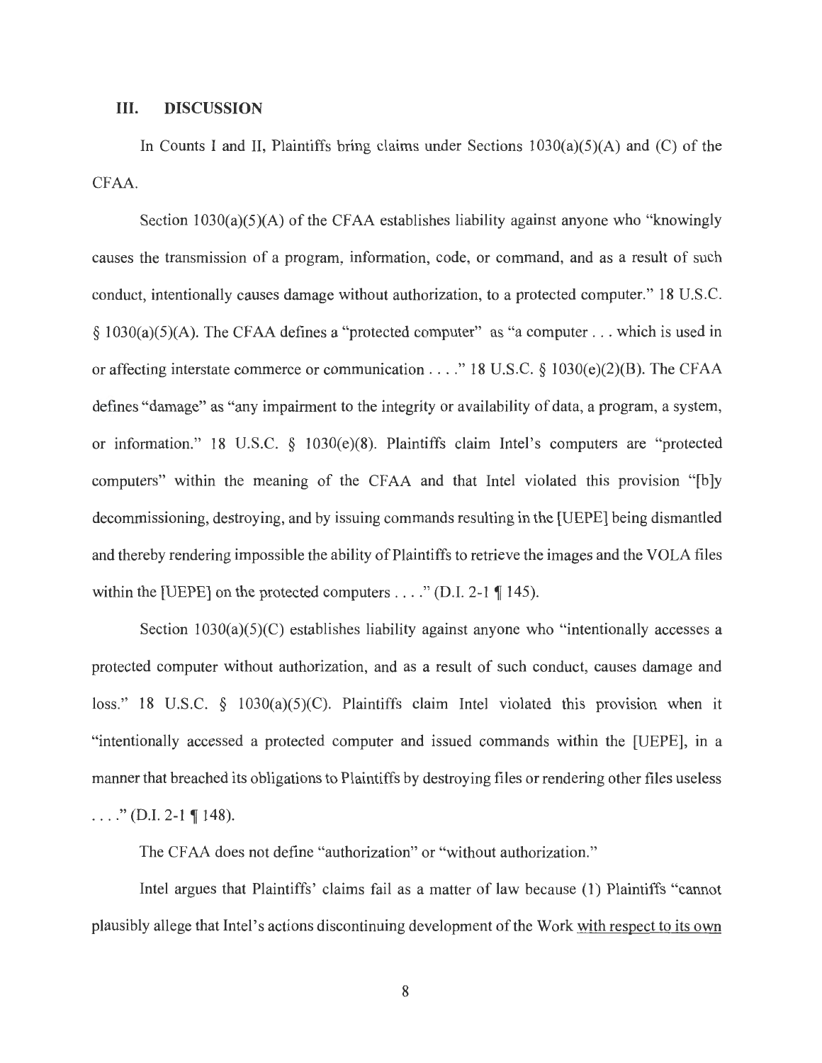## III. DISCUSSION

In Counts I and II, Plaintiffs bring claims under Sections 1030(a)(5)(A) and (C) of the CFAA.

Section 1030(a)(5)(A) of the CFAA establishes liability against anyone who "knowingly causes the transmission of a program, information, code, or command, and as a result of such conduct, intentionally causes damage without authorization, to a protected computer." 18 U.S.C. § 1030(a)(5)(A). The CFAA defines a "protected computer" as "a computer . . . which is used in or affecting interstate commerce or communication . . . ." 18 U.S.C. § 1030(e)(2)(B). The CFAA defines "damage" as "any impairment to the integrity or availability of data, a program, a system, or information." 18 U.S.C. § 1030(e)(8). Plaintiffs claim Intel's computers are "protected computers" within the meaning of the CFAA and that Intel violated this provision "[b]y decommissioning, destroying, and by issuing commands resulting in the [UEPE] being dismantled and thereby rendering impossible the ability of Plaintiffs to retrieve the images and the VOLA files within the [UEPE] on the protected computers . . . ." (D.I. 2-1 ¶ 145).

Section 1030(a)(5)(C) establishes liability against anyone who "intentionally accesses a protected computer without authorization, and as a result of such conduct, causes damage and loss." 18 U.S.C. § 1030(a)(5)(C). Plaintiffs claim Intel violated this provision when it "intentionally accessed a protected computer and issued commands within the [UEPE], in a manner that breached its obligations to Plaintiffs by destroying files or rendering other files useless . . . ." (D.I. 2-1 ¶ 148).

The CFAA does not define "authorization" or "without authorization."

Intel argues that Plaintiffs' claims fail as a matter of law because (1) Plaintiffs "cannot plausibly allege that Intel's actions discontinuing development of the Work <u>with respect to its own</u>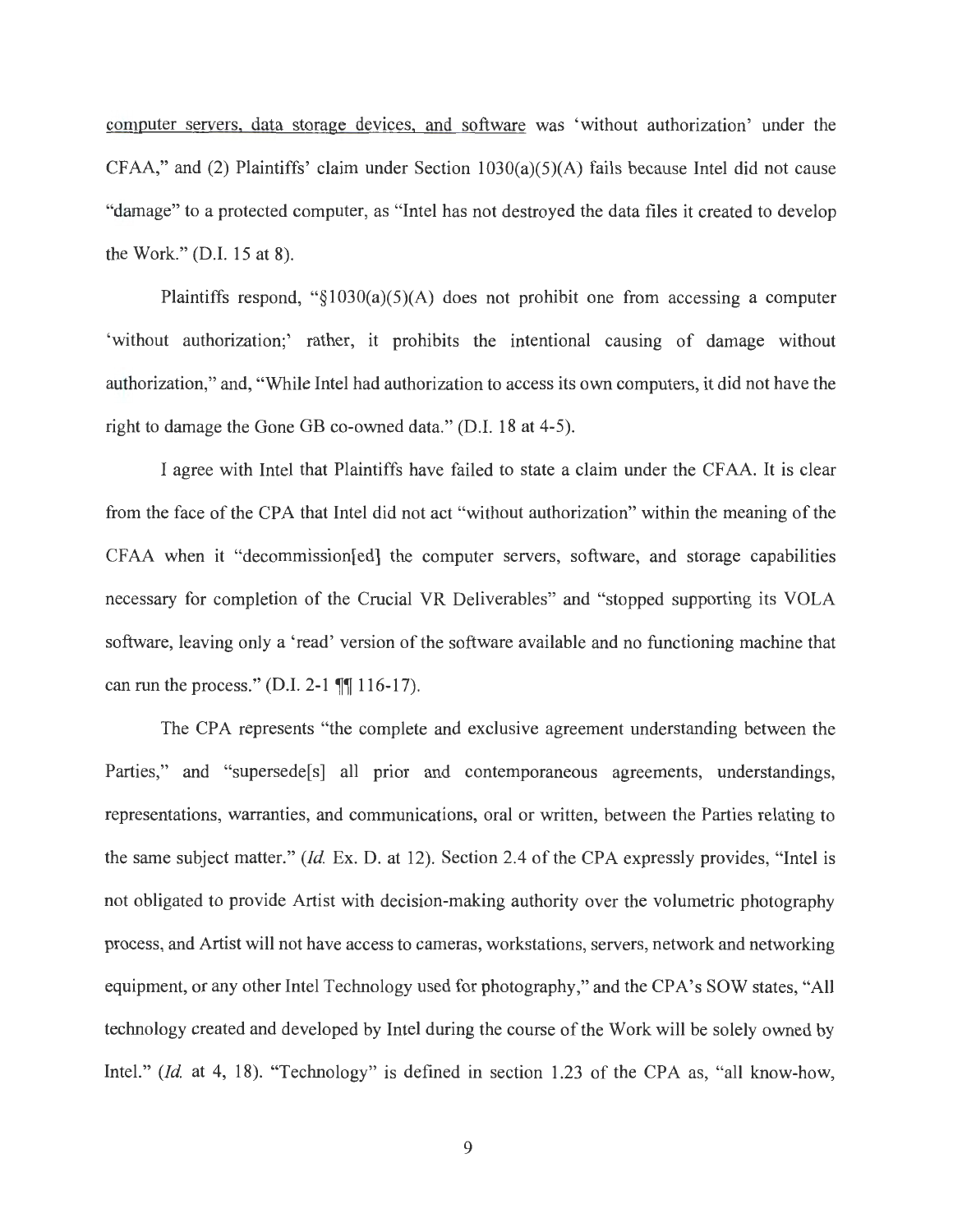computer servers, data storage devices, and software was 'without authorization' under the CFAA," and (2) Plaintiffs' claim under Section 1030(a)(5)(A) fails because Intel did not cause "damage" to a protected computer, as "Intel has not destroyed the data files it created to develop the Work." (D.I. 15 at 8).

Plaintiffs respond, "§1030(a)(5)(A) does not prohibit one from accessing a computer 'without authorization;' rather, it prohibits the intentional causing of damage without authorization," and, "While Intel had authorization to access its own computers, it did not have the right to damage the Gone GB co-owned data." (D.I. 18 at 4-5).

I agree with Intel that Plaintiffs have failed to state a claim under the CFAA. It is clear from the face of the CPA that Intel did not act "without authorization" within the meaning of the CFAA when it "decommission[ed] the computer servers, software, and storage capabilities necessary for completion of the Crucial VR Deliverables" and "stopped supporting its VOLA software, leaving only a 'read' version of the software available and no functioning machine that can run the process." (D.I. 2-1 ¶¶ 116-17).

The CPA represents "the complete and exclusive agreement understanding between the Parties," and "supersede[s] all prior and contemporaneous agreements, understandings, representations, warranties, and communications, oral or written, between the Parties relating to the same subject matter." (*Id.* Ex. D. at 12). Section 2.4 of the CPA expressly provides, "Intel is not obligated to provide Artist with decision-making authority over the volumetric photography process, and Artist will not have access to cameras, workstations, servers, network and networking equipment, or any other Intel Technology used for photography," and the CPA's SOW states, "All technology created and developed by Intel during the course of the Work will be solely owned by Intel." (*Id.* at 4, 18). "Technology" is defined in section 1.23 of the CPA as, "all know-how,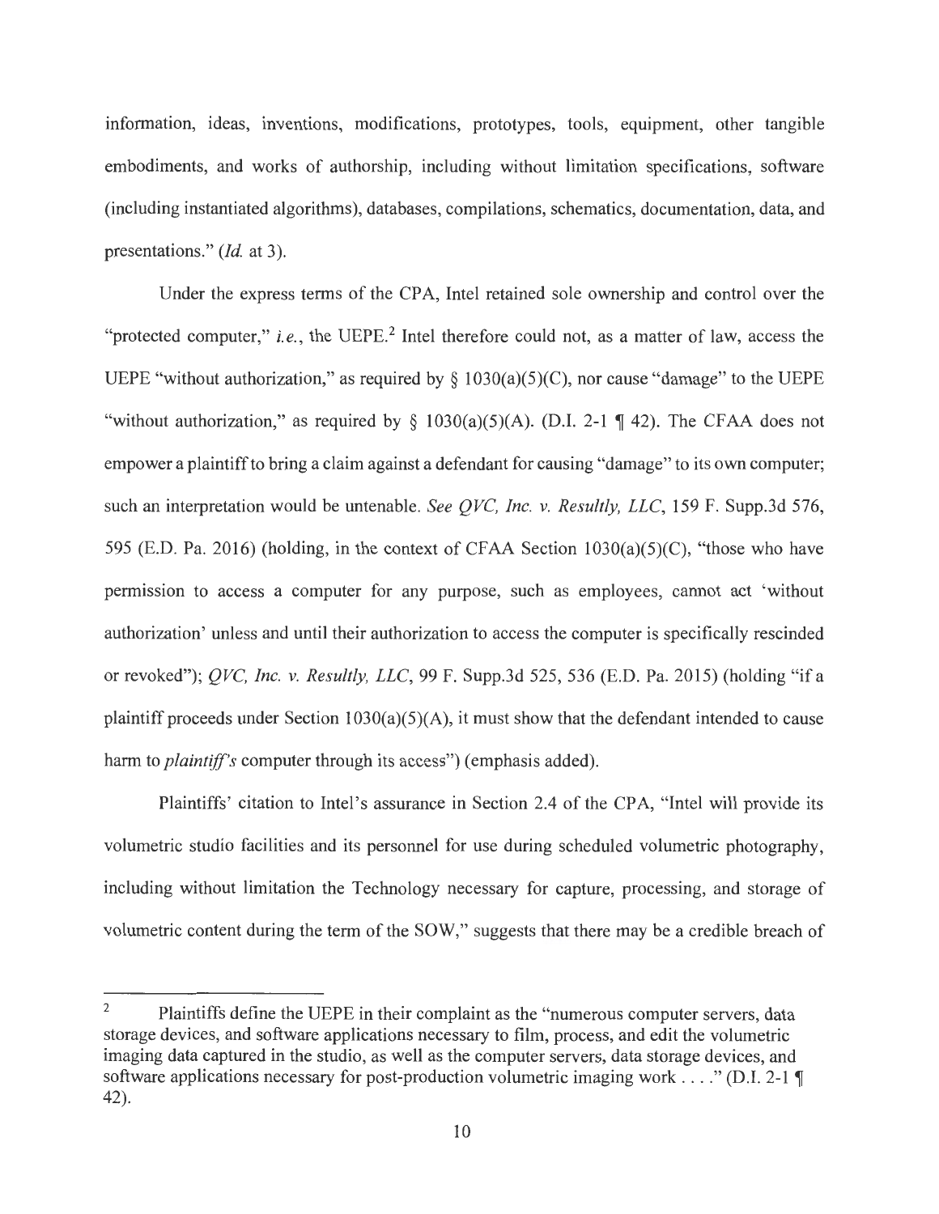information, ideas, inventions, modifications, prototypes, tools, equipment, other tangible embodiments, and works of authorship, including without limitation specifications, software (including instantiated algorithms), databases, compilations, schematics, documentation, data, and presentations." (*Id.* at 3).

Under the express terms of the CPA, Intel retained sole ownership and control over the "protected computer," *i.e.*, the UEPE.[2] Intel therefore could not, as a matter of law, access the UEPE "without authorization," as required by § 1030(a)(5)(C), nor cause "damage" to the UEPE "without authorization," as required by § 1030(a)(5)(A). (D.I. 2-1 ¶ 42). The CFAA does not empower a plaintiff to bring a claim against a defendant for causing "damage" to its own computer; such an interpretation would be untenable. *See QVC, Inc. v. Resultly, LLC*, 159 F. Supp.3d 576, 595 (E.D. Pa. 2016) (holding, in the context of CFAA Section 1030(a)(5)(C), "those who have permission to access a computer for any purpose, such as employees, cannot act 'without authorization' unless and until their authorization to access the computer is specifically rescinded or revoked"); *QVC, Inc. v. Resultly, LLC*, 99 F. Supp.3d 525, 536 (E.D. Pa. 2015) (holding "if a plaintiff proceeds under Section 1030(a)(5)(A), it must show that the defendant intended to cause harm to *plaintiff's* computer through its access") (emphasis added).

Plaintiffs' citation to Intel's assurance in Section 2.4 of the CPA, "Intel will provide its volumetric studio facilities and its personnel for use during scheduled volumetric photography, including without limitation the Technology necessary for capture, processing, and storage of volumetric content during the term of the SOW," suggests that there may be a credible breach of

---

[2] Plaintiffs define the UEPE in their complaint as the "numerous computer servers, data storage devices, and software applications necessary to film, process, and edit the volumetric imaging data captured in the studio, as well as the computer servers, data storage devices, and software applications necessary for post-production volumetric imaging work . . . ." (D.I. 2-1 ¶ 42).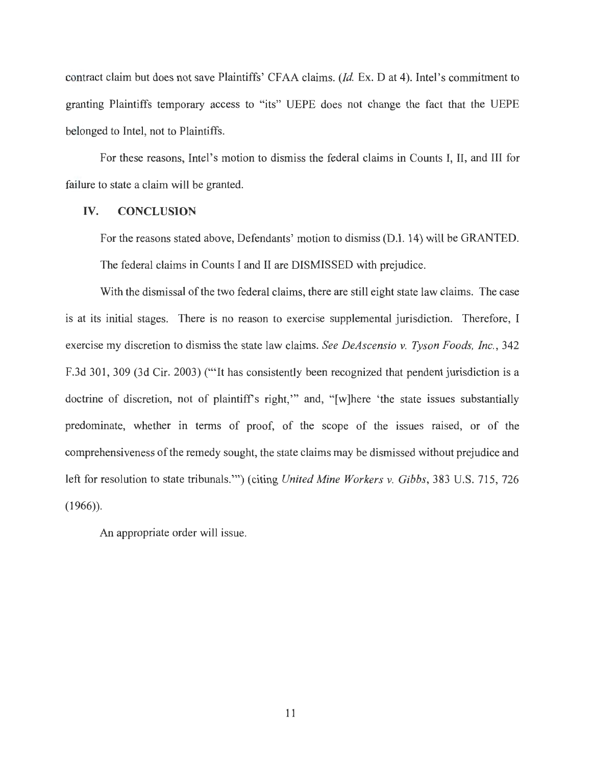contract claim but does not save Plaintiffs' CFAA claims. (*Id.* Ex. D at 4). Intel's commitment to granting Plaintiffs temporary access to "its" UEPE does not change the fact that the UEPE belonged to Intel, not to Plaintiffs.

For these reasons, Intel's motion to dismiss the federal claims in Counts I, II, and III for failure to state a claim will be granted.

## IV. CONCLUSION

For the reasons stated above, Defendants' motion to dismiss (D.I. 14) will be GRANTED. The federal claims in Counts I and II are DISMISSED with prejudice.

With the dismissal of the two federal claims, there are still eight state law claims. The case is at its initial stages. There is no reason to exercise supplemental jurisdiction. Therefore, I exercise my discretion to dismiss the state law claims. *See DeAscensio v. Tyson Foods, Inc.*, 342 F.3d 301, 309 (3d Cir. 2003) ("'It has consistently been recognized that pendent jurisdiction is a doctrine of discretion, not of plaintiff's right,'" and, "[w]here 'the state issues substantially predominate, whether in terms of proof, of the scope of the issues raised, or of the comprehensiveness of the remedy sought, the state claims may be dismissed without prejudice and left for resolution to state tribunals.'") (citing *United Mine Workers v. Gibbs*, 383 U.S. 715, 726 (1966)).

An appropriate order will issue.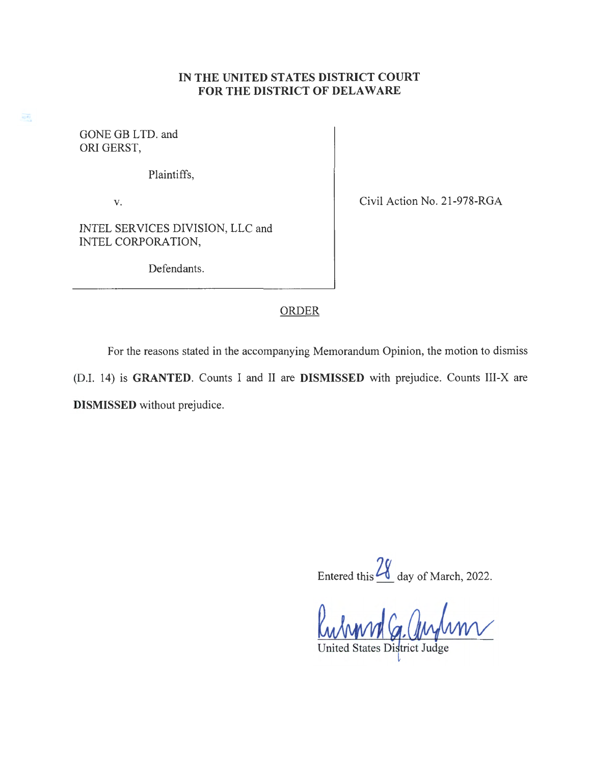**IN THE UNITED STATES DISTRICT COURT**
**FOR THE DISTRICT OF DELAWARE**

GONE GB LTD. and
ORI GERST,

Plaintiffs,

v.

INTEL SERVICES DIVISION, LLC and
INTEL CORPORATION,

Defendants.

Civil Action No. 21-978-RGA

ORDER

For the reasons stated in the accompanying Memorandum Opinion, the motion to dismiss (D.I. 14) is **GRANTED**. Counts I and II are **DISMISSED** with prejudice. Counts III-X are **DISMISSED** without prejudice.

Entered this 28 day of March, 2022.

United States District Judge